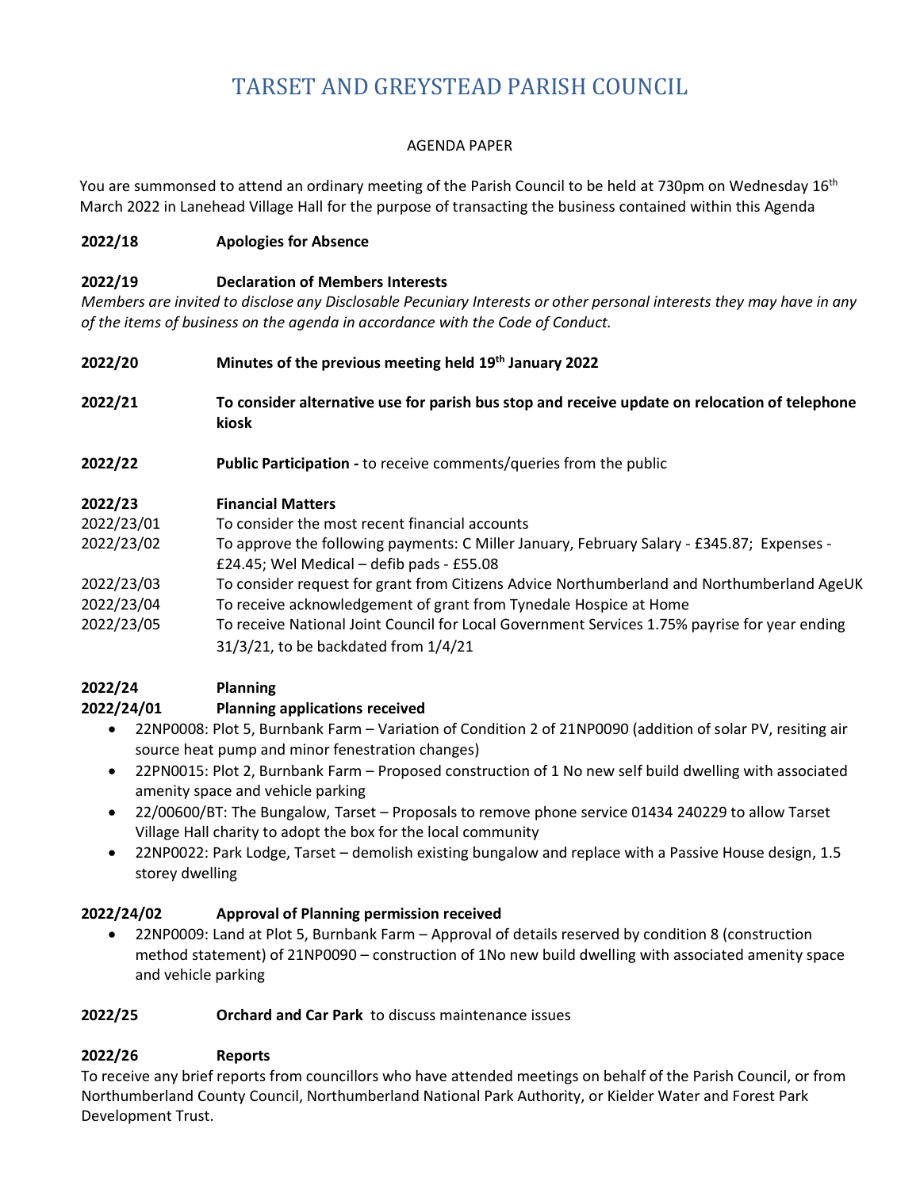# TARSET AND GREYSTEAD PARISH COUNCIL

AGENDA PAPER

You are summonsed to attend an ordinary meeting of the Parish Council to be held at 730pm on Wednesday 16th March 2022 in Lanehead Village Hall for the purpose of transacting the business contained within this Agenda

**2022/18 Apologies for Absence**

**2022/19 Declaration of Members Interests**

*Members are invited to disclose any Disclosable Pecuniary Interests or other personal interests they may have in any of the items of business on the agenda in accordance with the Code of Conduct.*

**2022/20 Minutes of the previous meeting held 19th January 2022**

**2022/21 To consider alternative use for parish bus stop and receive update on relocation of telephone kiosk**

**2022/22 Public Participation -** to receive comments/queries from the public

**2022/23 Financial Matters**

2022/23/01 To consider the most recent financial accounts

2022/23/02 To approve the following payments: C Miller January, February Salary - £345.87; Expenses - £24.45; Wel Medical – defib pads - £55.08

2022/23/03 To consider request for grant from Citizens Advice Northumberland and Northumberland AgeUK

2022/23/04 To receive acknowledgement of grant from Tynedale Hospice at Home

2022/23/05 To receive National Joint Council for Local Government Services 1.75% payrise for year ending 31/3/21, to be backdated from 1/4/21

**2022/24 Planning**

**2022/24/01 Planning applications received**

- 22NP0008: Plot 5, Burnbank Farm – Variation of Condition 2 of 21NP0090 (addition of solar PV, resiting air source heat pump and minor fenestration changes)
- 22PN0015: Plot 2, Burnbank Farm – Proposed construction of 1 No new self build dwelling with associated amenity space and vehicle parking
- 22/00600/BT: The Bungalow, Tarset – Proposals to remove phone service 01434 240229 to allow Tarset Village Hall charity to adopt the box for the local community
- 22NP0022: Park Lodge, Tarset – demolish existing bungalow and replace with a Passive House design, 1.5 storey dwelling

**2022/24/02 Approval of Planning permission received**

- 22NP0009: Land at Plot 5, Burnbank Farm – Approval of details reserved by condition 8 (construction method statement) of 21NP0090 – construction of 1No new build dwelling with associated amenity space and vehicle parking

**2022/25 Orchard and Car Park** to discuss maintenance issues

**2022/26 Reports**

To receive any brief reports from councillors who have attended meetings on behalf of the Parish Council, or from Northumberland County Council, Northumberland National Park Authority, or Kielder Water and Forest Park Development Trust.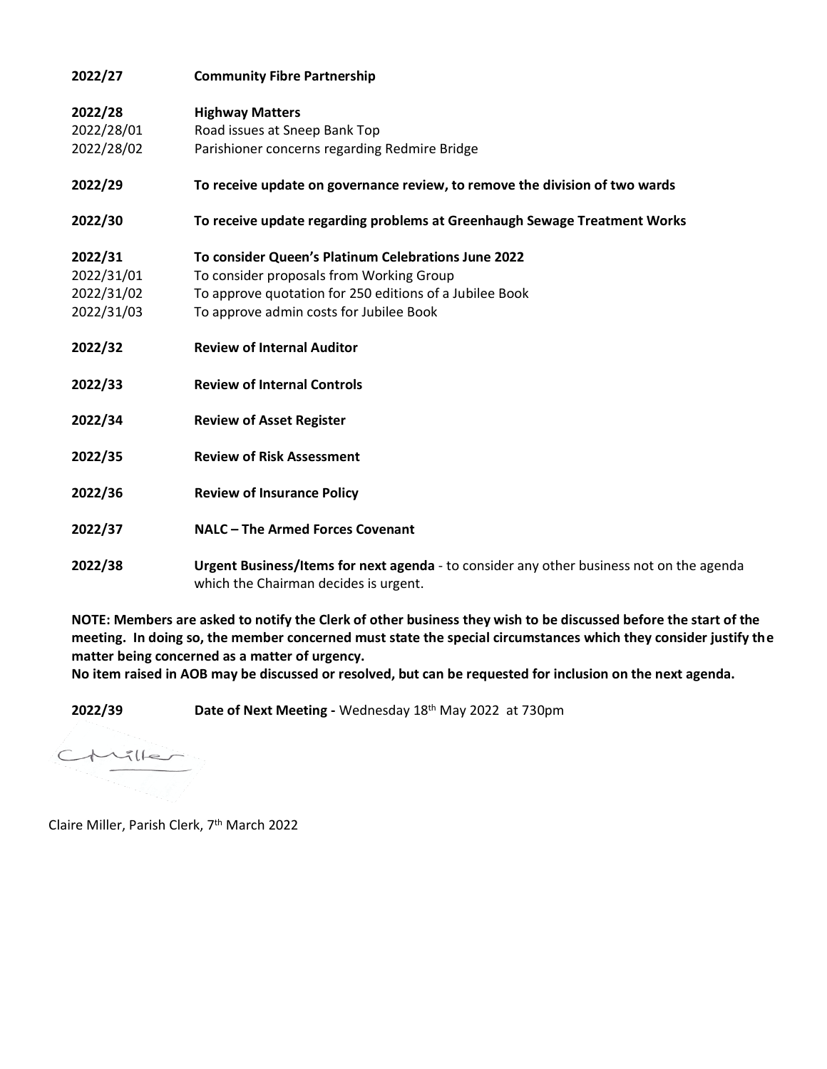**2022/27** **Community Fibre Partnership**

**2022/28** **Highway Matters**
2022/28/01 Road issues at Sneep Bank Top
2022/28/02 Parishioner concerns regarding Redmire Bridge

**2022/29** **To receive update on governance review, to remove the division of two wards**

**2022/30** **To receive update regarding problems at Greenhaugh Sewage Treatment Works**

**2022/31** **To consider Queen's Platinum Celebrations June 2022**
2022/31/01 To consider proposals from Working Group
2022/31/02 To approve quotation for 250 editions of a Jubilee Book
2022/31/03 To approve admin costs for Jubilee Book

**2022/32** **Review of Internal Auditor**

**2022/33** **Review of Internal Controls**

**2022/34** **Review of Asset Register**

**2022/35** **Review of Risk Assessment**

**2022/36** **Review of Insurance Policy**

**2022/37** **NALC – The Armed Forces Covenant**

**2022/38** **Urgent Business/Items for next agenda** - to consider any other business not on the agenda which the Chairman decides is urgent.

**NOTE: Members are asked to notify the Clerk of other business they wish to be discussed before the start of the meeting. In doing so, the member concerned must state the special circumstances which they consider justify the matter being concerned as a matter of urgency.**
**No item raised in AOB may be discussed or resolved, but can be requested for inclusion on the next agenda.**

**2022/39** **Date of Next Meeting -** Wednesday 18th May 2022 at 730pm

C Miller

Claire Miller, Parish Clerk, 7th March 2022